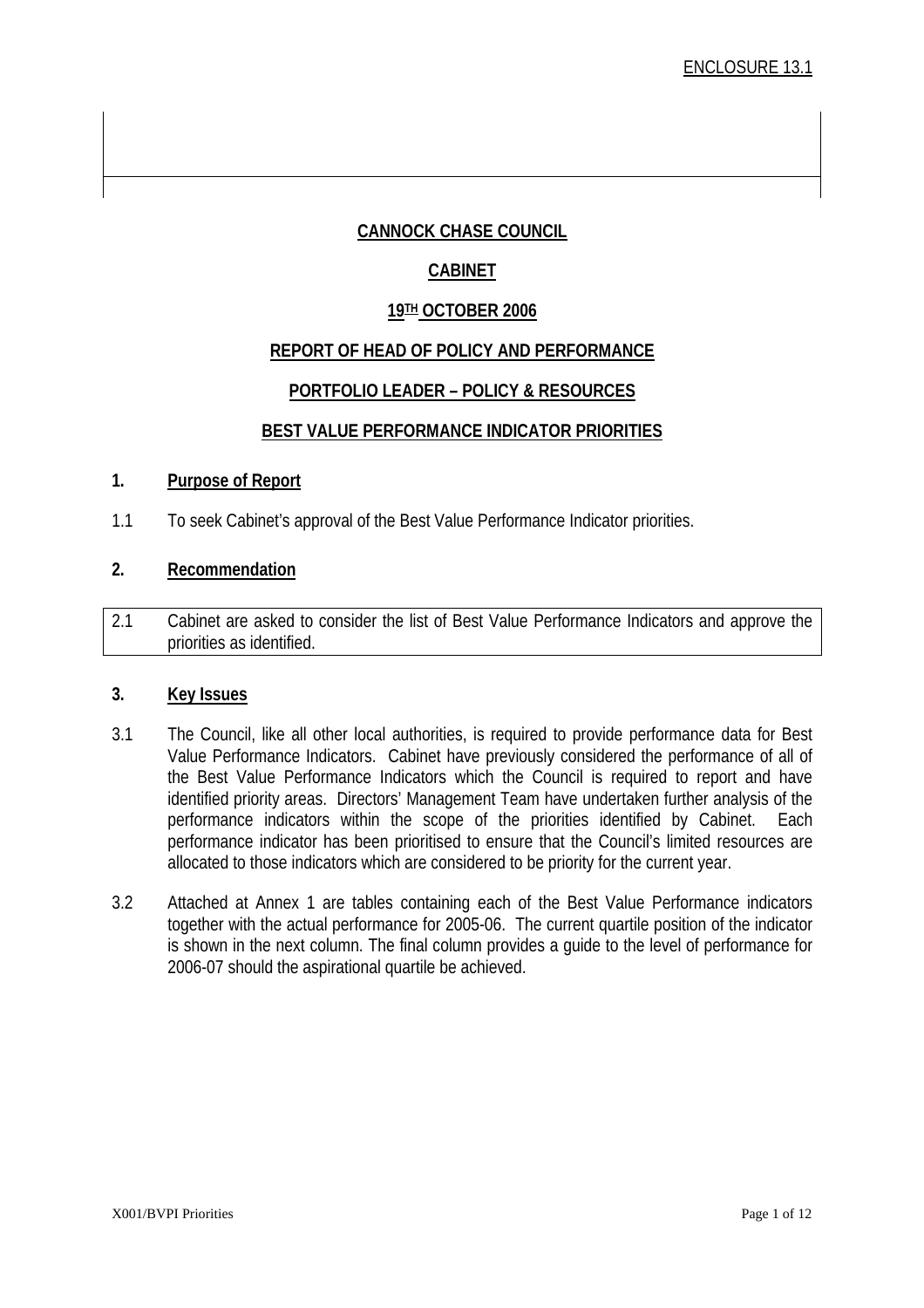ENCLOSURE 13.1

**CANNOCK CHASE COUNCIL**

**CABINET**

**19TH OCTOBER 2006**

**REPORT OF HEAD OF POLICY AND PERFORMANCE**

**PORTFOLIO LEADER – POLICY & RESOURCES**

**BEST VALUE PERFORMANCE INDICATOR PRIORITIES**

## 1. Purpose of Report

1.1 To seek Cabinet's approval of the Best Value Performance Indicator priorities.

## 2. Recommendation

| 2.1 | Cabinet are asked to consider the list of Best Value Performance Indicators and approve the priorities as identified. |
|---|---|

## 3. Key Issues

3.1 The Council, like all other local authorities, is required to provide performance data for Best Value Performance Indicators. Cabinet have previously considered the performance of all of the Best Value Performance Indicators which the Council is required to report and have identified priority areas. Directors' Management Team have undertaken further analysis of the performance indicators within the scope of the priorities identified by Cabinet. Each performance indicator has been prioritised to ensure that the Council's limited resources are allocated to those indicators which are considered to be priority for the current year.

3.2 Attached at Annex 1 are tables containing each of the Best Value Performance indicators together with the actual performance for 2005-06. The current quartile position of the indicator is shown in the next column. The final column provides a guide to the level of performance for 2006-07 should the aspirational quartile be achieved.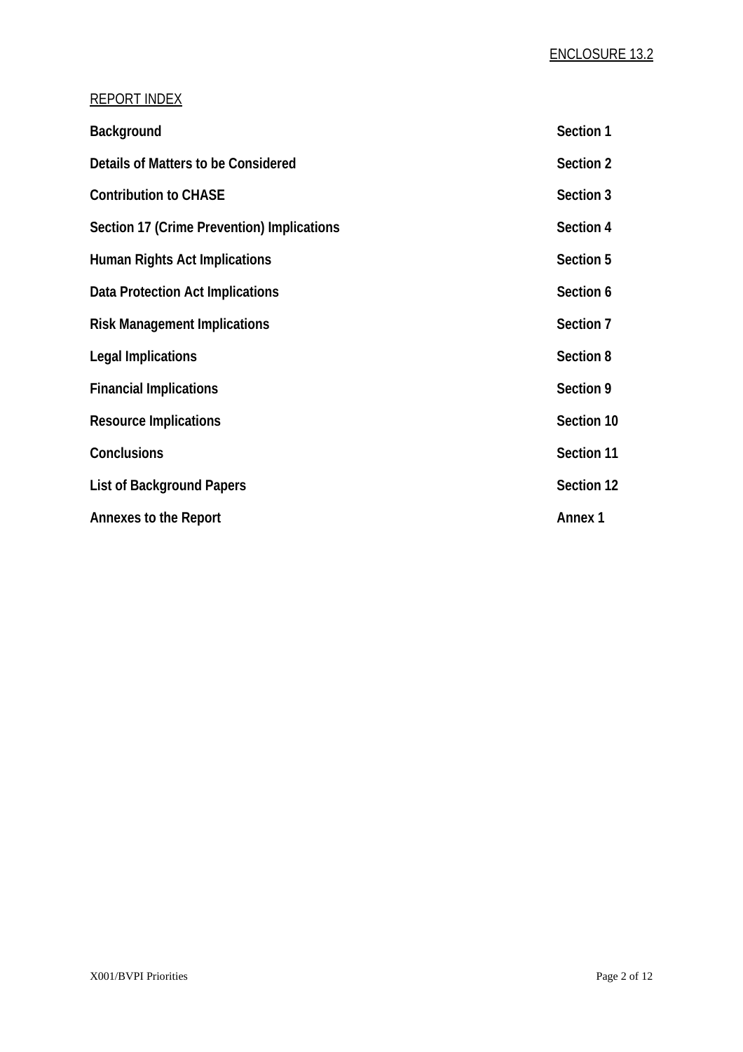ENCLOSURE 13.2

REPORT INDEX

| | |
|---|---|
| **Background** | **Section 1** |
| **Details of Matters to be Considered** | **Section 2** |
| **Contribution to CHASE** | **Section 3** |
| **Section 17 (Crime Prevention) Implications** | **Section 4** |
| **Human Rights Act Implications** | **Section 5** |
| **Data Protection Act Implications** | **Section 6** |
| **Risk Management Implications** | **Section 7** |
| **Legal Implications** | **Section 8** |
| **Financial Implications** | **Section 9** |
| **Resource Implications** | **Section 10** |
| **Conclusions** | **Section 11** |
| **List of Background Papers** | **Section 12** |
| **Annexes to the Report** | **Annex 1** |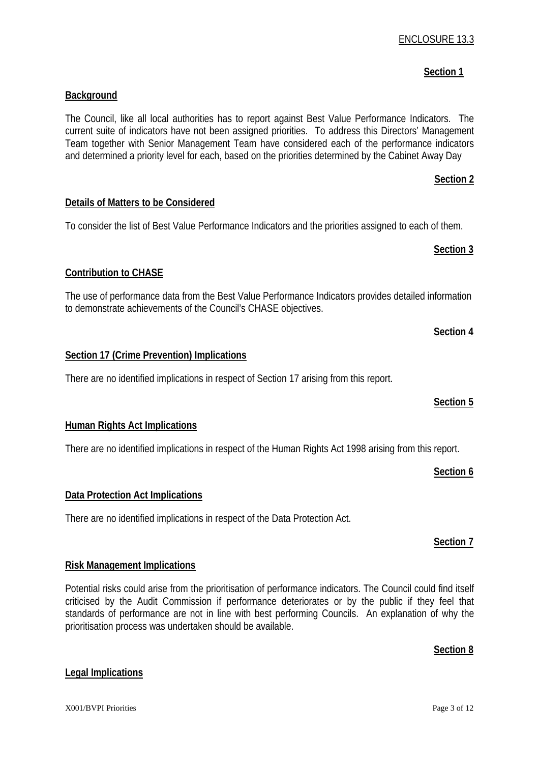ENCLOSURE 13.3

**Section 1**

## Background

The Council, like all local authorities has to report against Best Value Performance Indicators. The current suite of indicators have not been assigned priorities. To address this Directors' Management Team together with Senior Management Team have considered each of the performance indicators and determined a priority level for each, based on the priorities determined by the Cabinet Away Day

**Section 2**

## Details of Matters to be Considered

To consider the list of Best Value Performance Indicators and the priorities assigned to each of them.

**Section 3**

## Contribution to CHASE

The use of performance data from the Best Value Performance Indicators provides detailed information to demonstrate achievements of the Council's CHASE objectives.

**Section 4**

## Section 17 (Crime Prevention) Implications

There are no identified implications in respect of Section 17 arising from this report.

**Section 5**

## Human Rights Act Implications

There are no identified implications in respect of the Human Rights Act 1998 arising from this report.

**Section 6**

## Data Protection Act Implications

There are no identified implications in respect of the Data Protection Act.

**Section 7**

## Risk Management Implications

Potential risks could arise from the prioritisation of performance indicators. The Council could find itself criticised by the Audit Commission if performance deteriorates or by the public if they feel that standards of performance are not in line with best performing Councils. An explanation of why the prioritisation process was undertaken should be available.

**Section 8**

## Legal Implications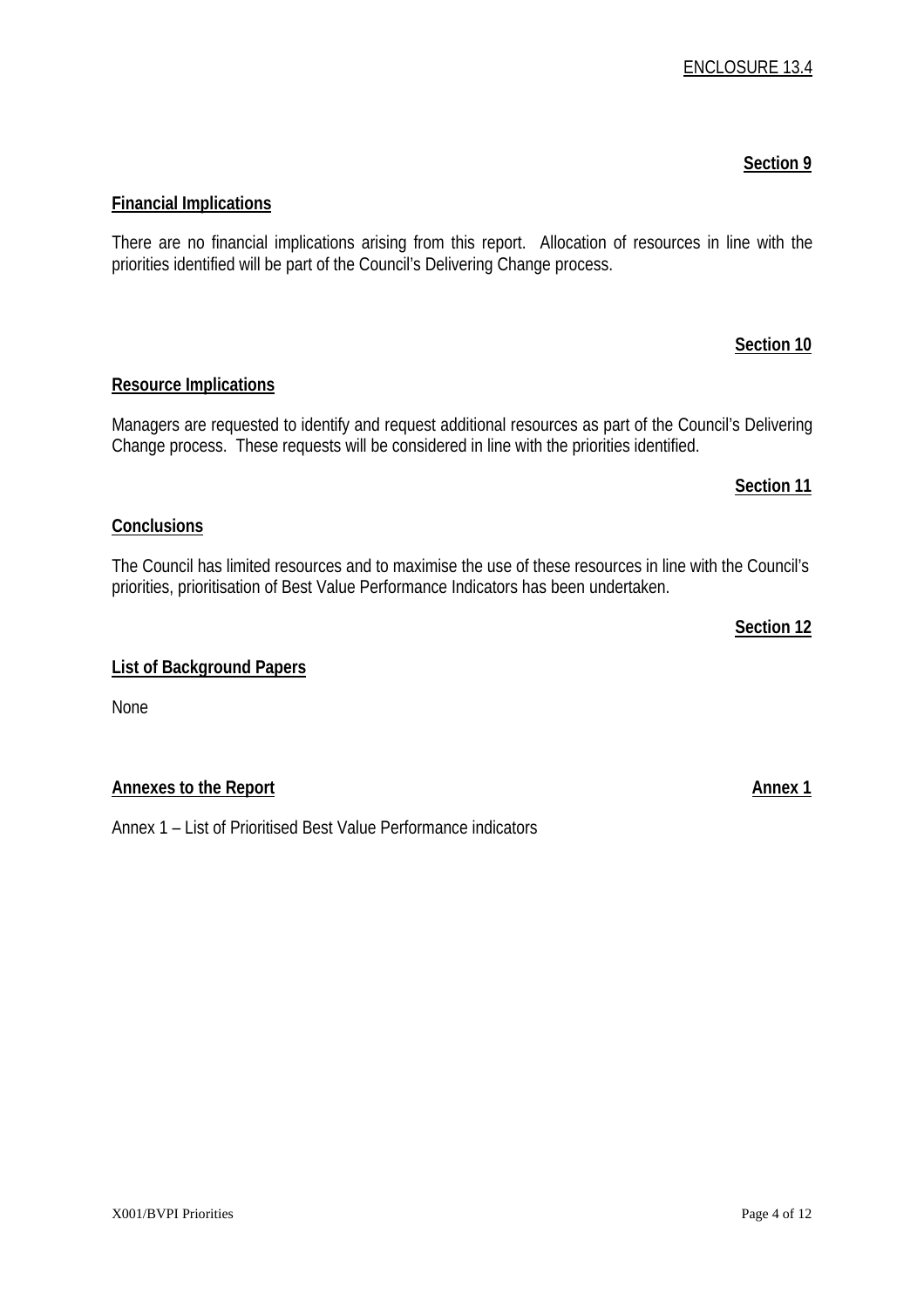ENCLOSURE 13.4

**Section 9**

**Financial Implications**

There are no financial implications arising from this report. Allocation of resources in line with the priorities identified will be part of the Council's Delivering Change process.

**Section 10**

**Resource Implications**

Managers are requested to identify and request additional resources as part of the Council's Delivering Change process. These requests will be considered in line with the priorities identified.

**Section 11**

**Conclusions**

The Council has limited resources and to maximise the use of these resources in line with the Council's priorities, prioritisation of Best Value Performance Indicators has been undertaken.

**Section 12**

**List of Background Papers**

None

**Annexes to the Report** **Annex 1**

Annex 1 – List of Prioritised Best Value Performance indicators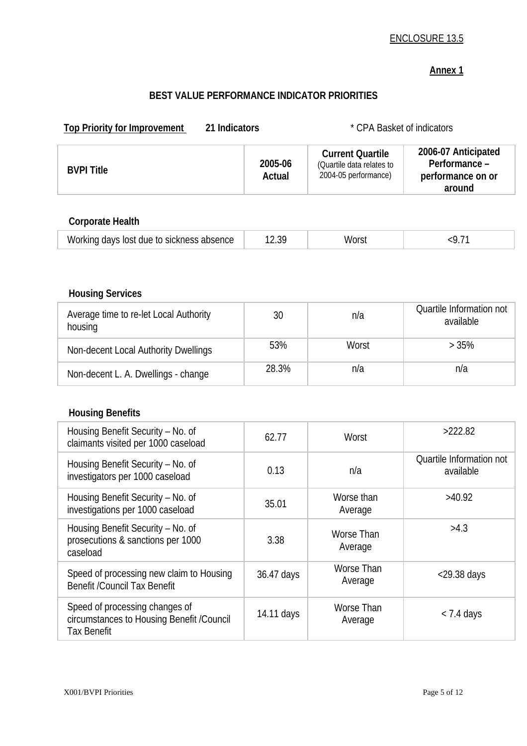ENCLOSURE 13.5

**Annex 1**

## BEST VALUE PERFORMANCE INDICATOR PRIORITIES

**Top Priority for Improvement** **21 Indicators** * CPA Basket of indicators

| BVPI Title | 2005-06 Actual | Current Quartile (Quartile data relates to 2004-05 performance) | 2006-07 Anticipated Performance – performance on or around |
|---|---|---|---|

**Corporate Health**

| BVPI Title | 2005-06 Actual | Current Quartile | 2006-07 Anticipated Performance |
|---|---|---|---|
| Working days lost due to sickness absence | 12.39 | Worst | <9.71 |

**Housing Services**

| BVPI Title | 2005-06 Actual | Current Quartile | 2006-07 Anticipated Performance |
|---|---|---|---|
| Average time to re-let Local Authority housing | 30 | n/a | Quartile Information not available |
| Non-decent Local Authority Dwellings | 53% | Worst | > 35% |
| Non-decent L. A. Dwellings - change | 28.3% | n/a | n/a |

**Housing Benefits**

| BVPI Title | 2005-06 Actual | Current Quartile | 2006-07 Anticipated Performance |
|---|---|---|---|
| Housing Benefit Security – No. of claimants visited per 1000 caseload | 62.77 | Worst | >222.82 |
| Housing Benefit Security – No. of investigators per 1000 caseload | 0.13 | n/a | Quartile Information not available |
| Housing Benefit Security – No. of investigations per 1000 caseload | 35.01 | Worse than Average | >40.92 |
| Housing Benefit Security – No. of prosecutions & sanctions per 1000 caseload | 3.38 | Worse Than Average | >4.3 |
| Speed of processing new claim to Housing Benefit /Council Tax Benefit | 36.47 days | Worse Than Average | <29.38 days |
| Speed of processing changes of circumstances to Housing Benefit /Council Tax Benefit | 14.11 days | Worse Than Average | < 7.4 days |

X001/BVPI Priorities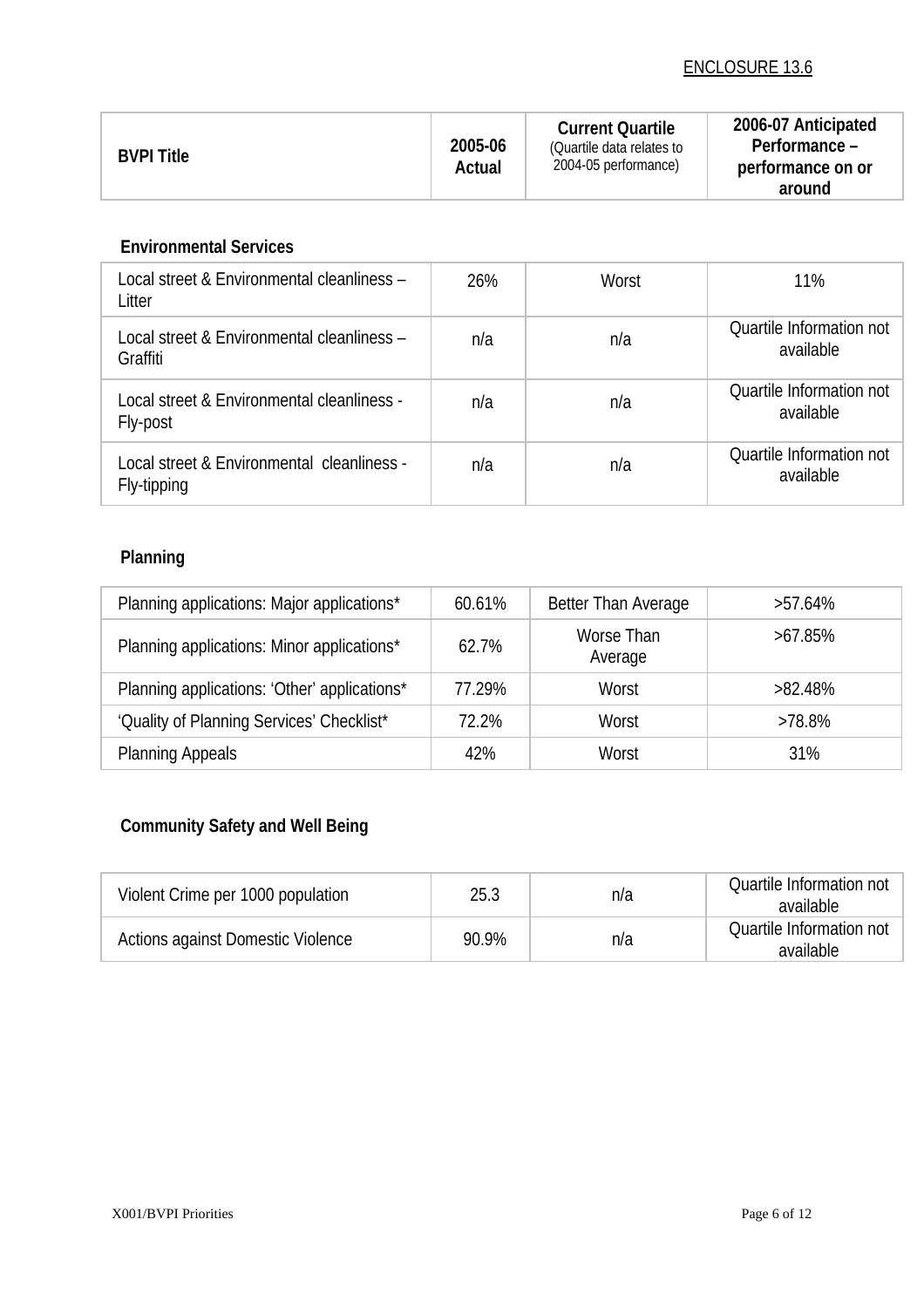ENCLOSURE 13.6

| BVPI Title | 2005-06 Actual | Current Quartile (Quartile data relates to 2004-05 performance) | 2006-07 Anticipated Performance – performance on or around |
|---|---|---|---|

**Environmental Services**

| | | | |
|---|---|---|---|
| Local street & Environmental cleanliness – Litter | 26% | Worst | 11% |
| Local street & Environmental cleanliness – Graffiti | n/a | n/a | Quartile Information not available |
| Local street & Environmental cleanliness - Fly-post | n/a | n/a | Quartile Information not available |
| Local street & Environmental cleanliness - Fly-tipping | n/a | n/a | Quartile Information not available |

**Planning**

| | | | |
|---|---|---|---|
| Planning applications: Major applications* | 60.61% | Better Than Average | >57.64% |
| Planning applications: Minor applications* | 62.7% | Worse Than Average | >67.85% |
| Planning applications: 'Other' applications* | 77.29% | Worst | >82.48% |
| 'Quality of Planning Services' Checklist* | 72.2% | Worst | >78.8% |
| Planning Appeals | 42% | Worst | 31% |

**Community Safety and Well Being**

| | | | |
|---|---|---|---|
| Violent Crime per 1000 population | 25.3 | n/a | Quartile Information not available |
| Actions against Domestic Violence | 90.9% | n/a | Quartile Information not available |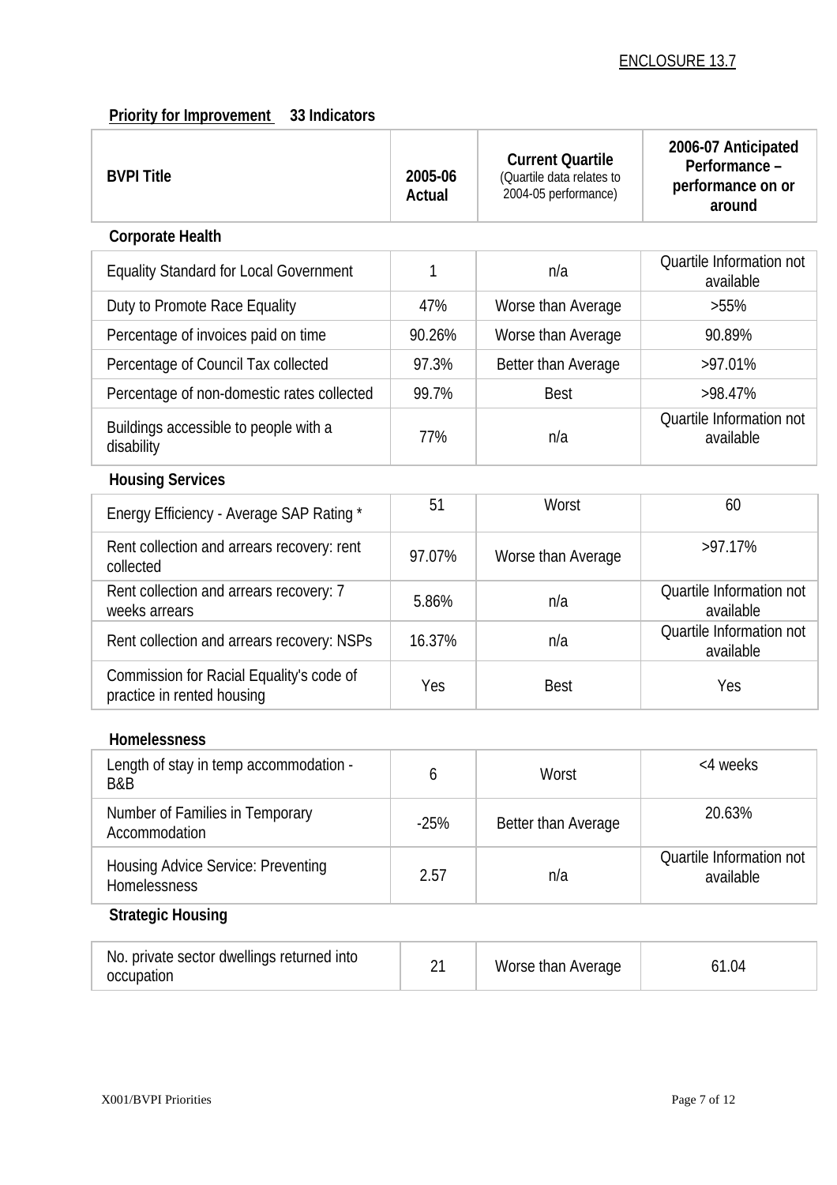ENCLOSURE 13.7

**Priority for Improvement    33 Indicators**

| BVPI Title | 2005-06 Actual | Current Quartile (Quartile data relates to 2004-05 performance) | 2006-07 Anticipated Performance – performance on or around |
|---|---|---|---|
| **Corporate Health** | | | |
| Equality Standard for Local Government | 1 | n/a | Quartile Information not available |
| Duty to Promote Race Equality | 47% | Worse than Average | >55% |
| Percentage of invoices paid on time | 90.26% | Worse than Average | 90.89% |
| Percentage of Council Tax collected | 97.3% | Better than Average | >97.01% |
| Percentage of non-domestic rates collected | 99.7% | Best | >98.47% |
| Buildings accessible to people with a disability | 77% | n/a | Quartile Information not available |
| **Housing Services** | | | |
| Energy Efficiency - Average SAP Rating * | 51 | Worst | 60 |
| Rent collection and arrears recovery: rent collected | 97.07% | Worse than Average | >97.17% |
| Rent collection and arrears recovery: 7 weeks arrears | 5.86% | n/a | Quartile Information not available |
| Rent collection and arrears recovery: NSPs | 16.37% | n/a | Quartile Information not available |
| Commission for Racial Equality's code of practice in rented housing | Yes | Best | Yes |
| **Homelessness** | | | |
| Length of stay in temp accommodation - B&B | 6 | Worst | <4 weeks |
| Number of Families in Temporary Accommodation | -25% | Better than Average | 20.63% |
| Housing Advice Service: Preventing Homelessness | 2.57 | n/a | Quartile Information not available |
| **Strategic Housing** | | | |
| No. private sector dwellings returned into occupation | 21 | Worse than Average | 61.04 |

X001/BVPI Priorities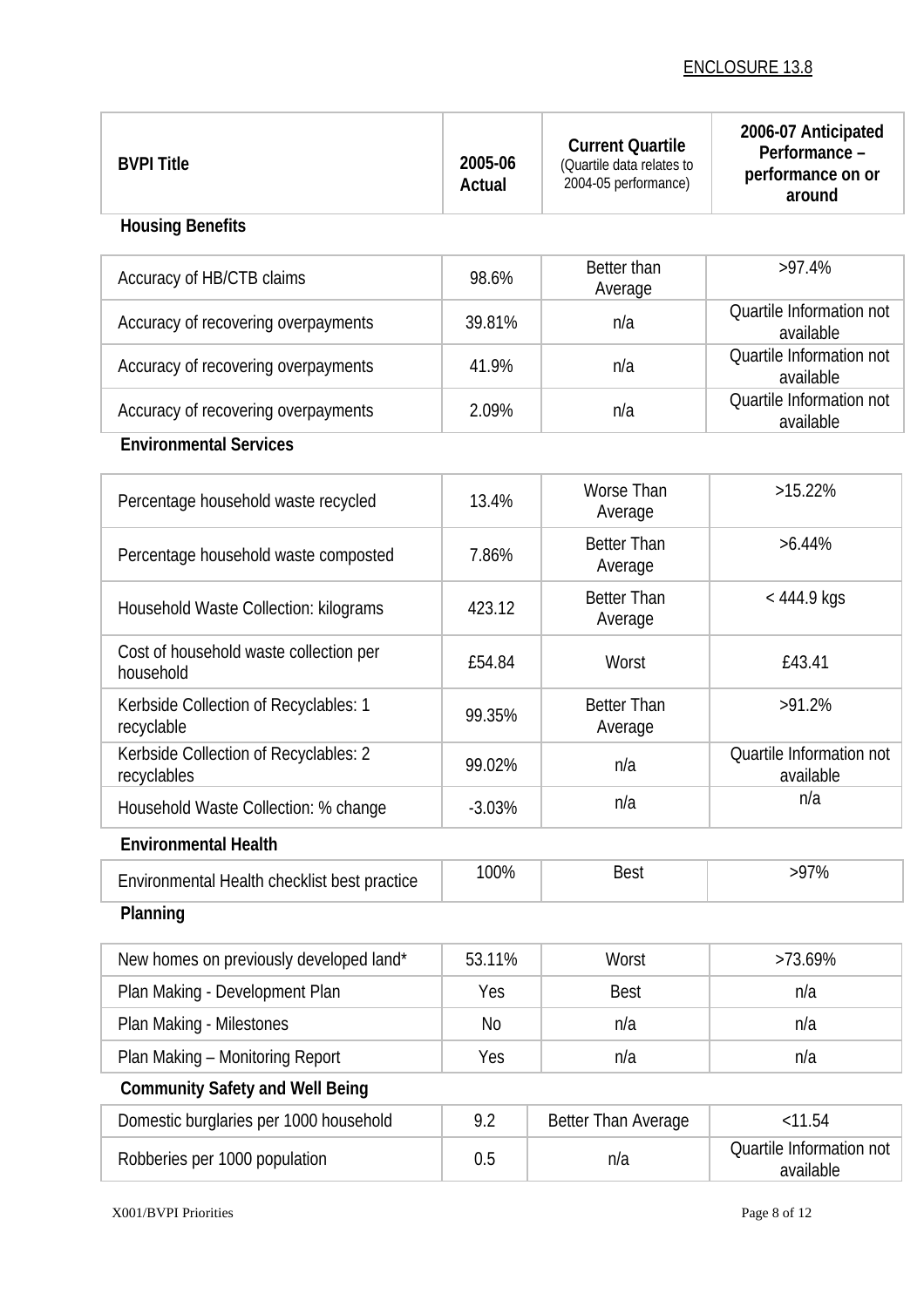ENCLOSURE 13.8

| BVPI Title | 2005-06 Actual | Current Quartile (Quartile data relates to 2004-05 performance) | 2006-07 Anticipated Performance – performance on or around |
|---|---|---|---|
| **Housing Benefits** | | | |
| Accuracy of HB/CTB claims | 98.6% | Better than Average | >97.4% |
| Accuracy of recovering overpayments | 39.81% | n/a | Quartile Information not available |
| Accuracy of recovering overpayments | 41.9% | n/a | Quartile Information not available |
| Accuracy of recovering overpayments | 2.09% | n/a | Quartile Information not available |
| **Environmental Services** | | | |
| Percentage household waste recycled | 13.4% | Worse Than Average | >15.22% |
| Percentage household waste composted | 7.86% | Better Than Average | >6.44% |
| Household Waste Collection: kilograms | 423.12 | Better Than Average | < 444.9 kgs |
| Cost of household waste collection per household | £54.84 | Worst | £43.41 |
| Kerbside Collection of Recyclables: 1 recyclable | 99.35% | Better Than Average | >91.2% |
| Kerbside Collection of Recyclables: 2 recyclables | 99.02% | n/a | Quartile Information not available |
| Household Waste Collection: % change | -3.03% | n/a | n/a |
| **Environmental Health** | | | |
| Environmental Health checklist best practice | 100% | Best | >97% |
| **Planning** | | | |
| New homes on previously developed land* | 53.11% | Worst | >73.69% |
| Plan Making - Development Plan | Yes | Best | n/a |
| Plan Making - Milestones | No | n/a | n/a |
| Plan Making – Monitoring Report | Yes | n/a | n/a |
| **Community Safety and Well Being** | | | |
| Domestic burglaries per 1000 household | 9.2 | Better Than Average | <11.54 |
| Robberies per 1000 population | 0.5 | n/a | Quartile Information not available |

X001/BVPI Priorities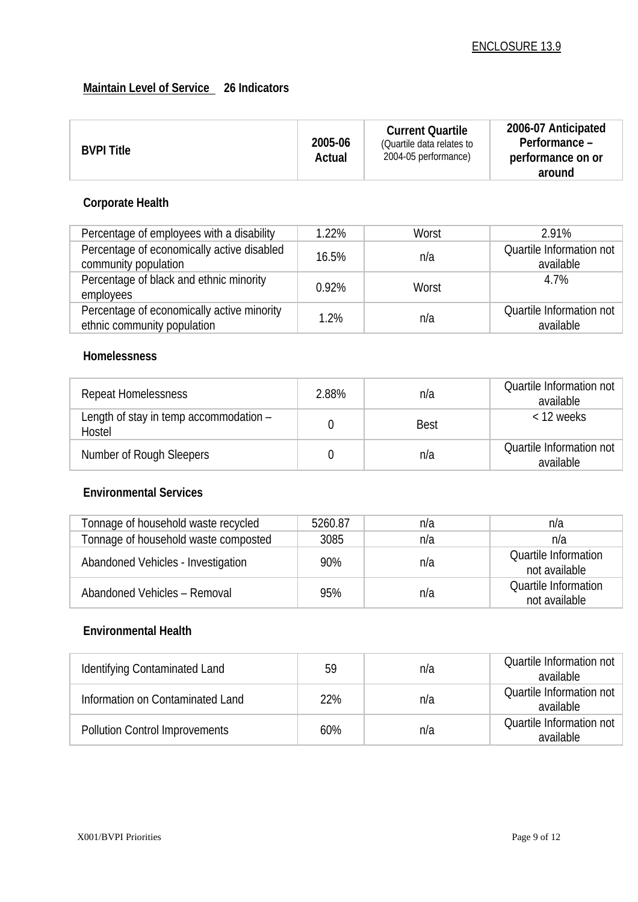ENCLOSURE 13.9

**Maintain Level of Service** **26 Indicators**

| BVPI Title | 2005-06 Actual | Current Quartile (Quartile data relates to 2004-05 performance) | 2006-07 Anticipated Performance – performance on or around |
|---|---|---|---|
| **Corporate Health** | | | |
| Percentage of employees with a disability | 1.22% | Worst | 2.91% |
| Percentage of economically active disabled community population | 16.5% | n/a | Quartile Information not available |
| Percentage of black and ethnic minority employees | 0.92% | Worst | 4.7% |
| Percentage of economically active minority ethnic community population | 1.2% | n/a | Quartile Information not available |
| **Homelessness** | | | |
| Repeat Homelessness | 2.88% | n/a | Quartile Information not available |
| Length of stay in temp accommodation – Hostel | 0 | Best | < 12 weeks |
| Number of Rough Sleepers | 0 | n/a | Quartile Information not available |
| **Environmental Services** | | | |
| Tonnage of household waste recycled | 5260.87 | n/a | n/a |
| Tonnage of household waste composted | 3085 | n/a | n/a |
| Abandoned Vehicles - Investigation | 90% | n/a | Quartile Information not available |
| Abandoned Vehicles – Removal | 95% | n/a | Quartile Information not available |
| **Environmental Health** | | | |
| Identifying Contaminated Land | 59 | n/a | Quartile Information not available |
| Information on Contaminated Land | 22% | n/a | Quartile Information not available |
| Pollution Control Improvements | 60% | n/a | Quartile Information not available |

X001/BVPI Priorities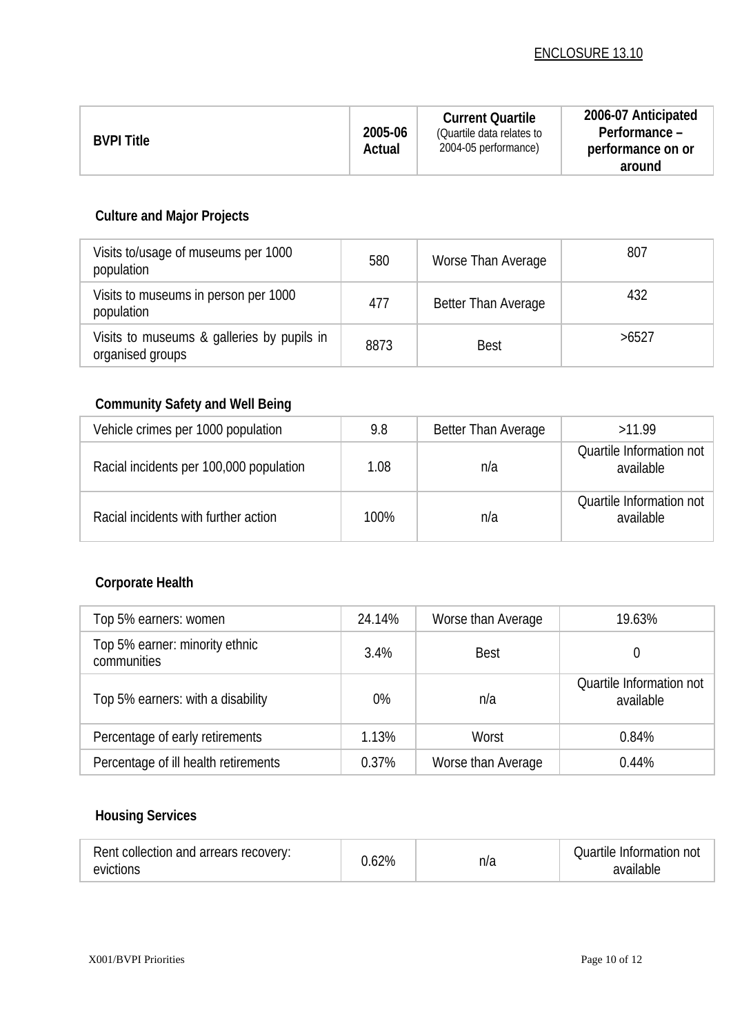ENCLOSURE 13.10

| BVPI Title | 2005-06 Actual | Current Quartile (Quartile data relates to 2004-05 performance) | 2006-07 Anticipated Performance – performance on or around |
|---|---|---|---|
| **Culture and Major Projects** | | | |
| Visits to/usage of museums per 1000 population | 580 | Worse Than Average | 807 |
| Visits to museums in person per 1000 population | 477 | Better Than Average | 432 |
| Visits to museums & galleries by pupils in organised groups | 8873 | Best | >6527 |
| **Community Safety and Well Being** | | | |
| Vehicle crimes per 1000 population | 9.8 | Better Than Average | >11.99 |
| Racial incidents per 100,000 population | 1.08 | n/a | Quartile Information not available |
| Racial incidents with further action | 100% | n/a | Quartile Information not available |
| **Corporate Health** | | | |
| Top 5% earners: women | 24.14% | Worse than Average | 19.63% |
| Top 5% earner: minority ethnic communities | 3.4% | Best | 0 |
| Top 5% earners: with a disability | 0% | n/a | Quartile Information not available |
| Percentage of early retirements | 1.13% | Worst | 0.84% |
| Percentage of ill health retirements | 0.37% | Worse than Average | 0.44% |
| **Housing Services** | | | |
| Rent collection and arrears recovery: evictions | 0.62% | n/a | Quartile Information not available |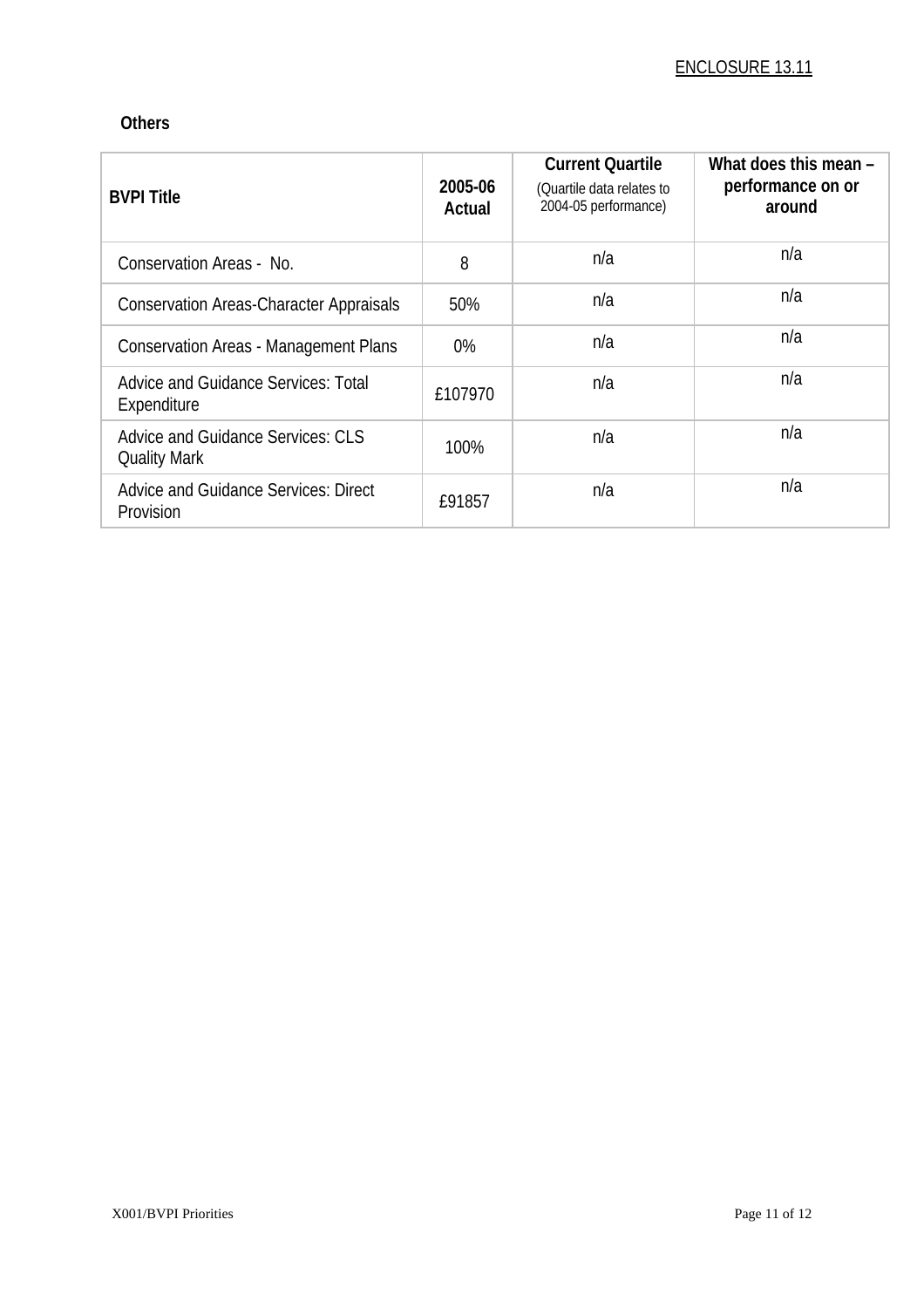ENCLOSURE 13.11

**Others**

| BVPI Title | 2005-06 Actual | Current Quartile (Quartile data relates to 2004-05 performance) | What does this mean – performance on or around |
|---|---|---|---|
| Conservation Areas - No. | 8 | n/a | n/a |
| Conservation Areas-Character Appraisals | 50% | n/a | n/a |
| Conservation Areas - Management Plans | 0% | n/a | n/a |
| Advice and Guidance Services: Total Expenditure | £107970 | n/a | n/a |
| Advice and Guidance Services: CLS Quality Mark | 100% | n/a | n/a |
| Advice and Guidance Services: Direct Provision | £91857 | n/a | n/a |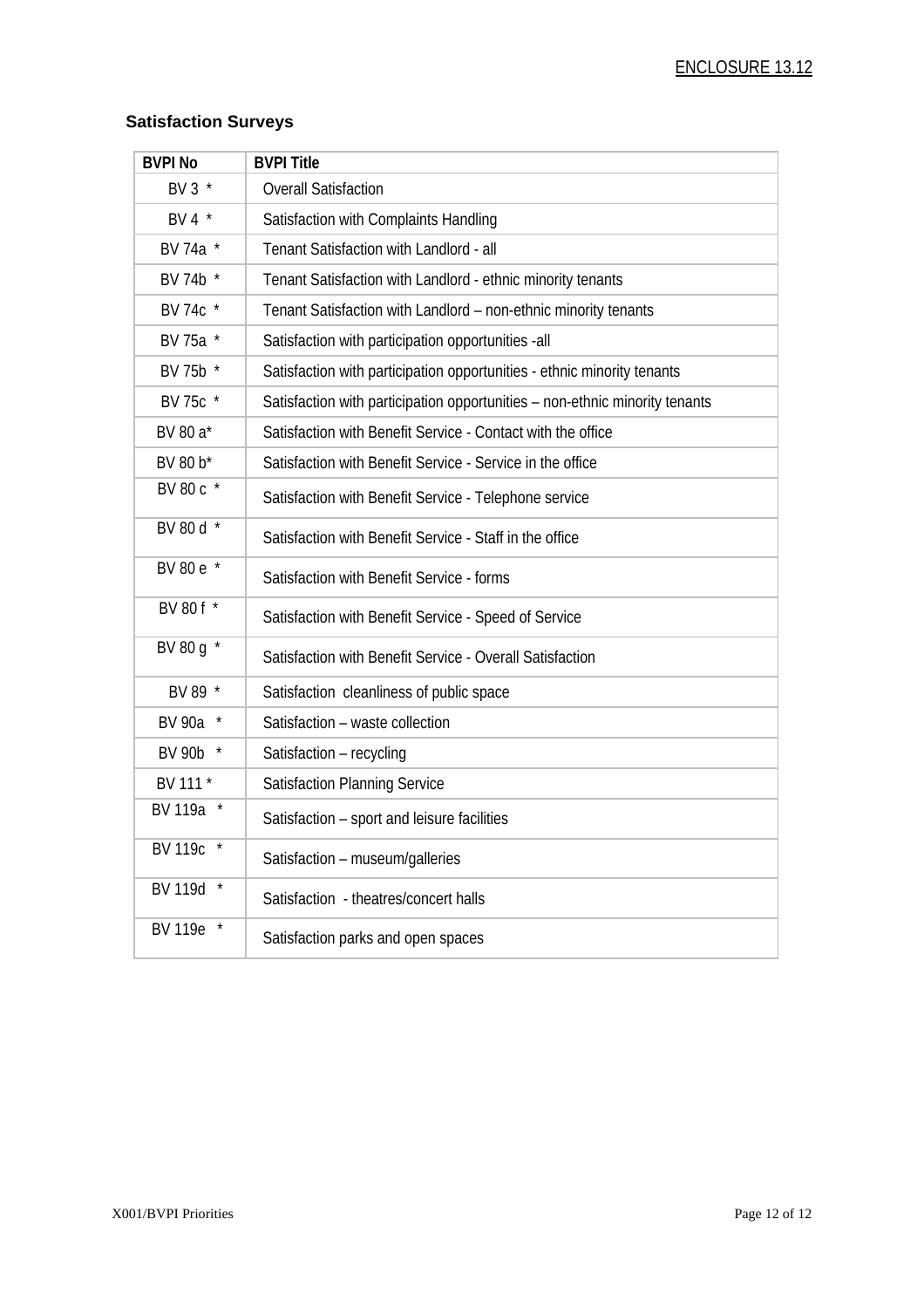ENCLOSURE 13.12

## Satisfaction Surveys

| BVPI No | BVPI Title |
|---|---|
| BV 3 * | Overall Satisfaction |
| BV 4 * | Satisfaction with Complaints Handling |
| BV 74a * | Tenant Satisfaction with Landlord - all |
| BV 74b * | Tenant Satisfaction with Landlord - ethnic minority tenants |
| BV 74c * | Tenant Satisfaction with Landlord – non-ethnic minority tenants |
| BV 75a * | Satisfaction with participation opportunities -all |
| BV 75b * | Satisfaction with participation opportunities - ethnic minority tenants |
| BV 75c * | Satisfaction with participation opportunities – non-ethnic minority tenants |
| BV 80 a* | Satisfaction with Benefit Service - Contact with the office |
| BV 80 b* | Satisfaction with Benefit Service - Service in the office |
| BV 80 c * | Satisfaction with Benefit Service - Telephone service |
| BV 80 d * | Satisfaction with Benefit Service - Staff in the office |
| BV 80 e * | Satisfaction with Benefit Service - forms |
| BV 80 f * | Satisfaction with Benefit Service - Speed of Service |
| BV 80 g * | Satisfaction with Benefit Service - Overall Satisfaction |
| BV 89 * | Satisfaction cleanliness of public space |
| BV 90a * | Satisfaction – waste collection |
| BV 90b * | Satisfaction – recycling |
| BV 111 * | Satisfaction Planning Service |
| BV 119a * | Satisfaction – sport and leisure facilities |
| BV 119c * | Satisfaction – museum/galleries |
| BV 119d * | Satisfaction - theatres/concert halls |
| BV 119e * | Satisfaction parks and open spaces |